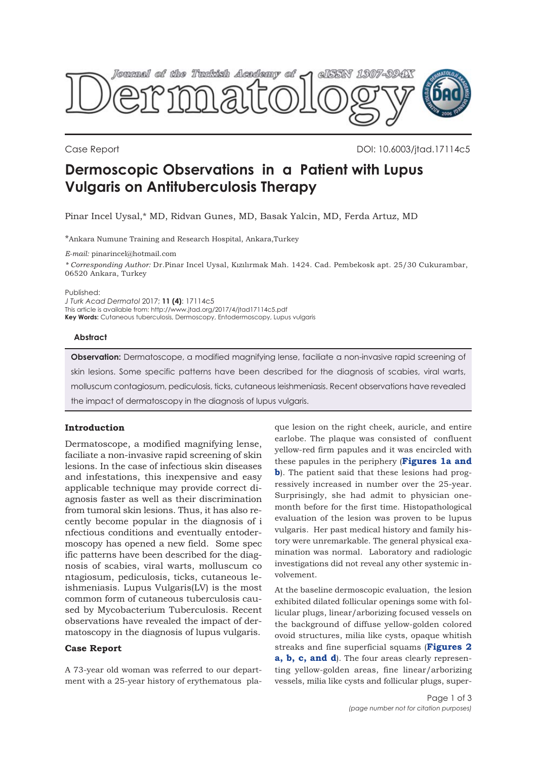Case Report

DOI: 10.6003/jtad.17114c5

# Dermoscopic Observations in a Patient with Lupus Vulgaris on Antituberculosis Therapy

Pinar Incel Uysal,* MD, Ridvan Gunes, MD, Basak Yalcin, MD, Ferda Artuz, MD

*Ankara Numune Training and Research Hospital, Ankara,Turkey

*E-mail:* pinarincel@hotmail.com

*\* Corresponding Author:* Dr.Pinar Incel Uysal, Kızılırmak Mah. 1424. Cad. Pembekosk apt. 25/30 Cukurambar, 06520 Ankara, Turkey

Published:
*J Turk Acad Dermatol* 2017; **11 (4)**: 17114c5
This article is available from: http://www.jtad.org/2017/4/jtad17114c5.pdf
**Key Words:** Cutaneous tuberculosis, Dermoscopy, Entodermoscopy, Lupus vulgaris

### Abstract

**Observation:** Dermatoscope, a modified magnifying lense, faciliate a non-invasive rapid screening of skin lesions. Some specific patterns have been described for the diagnosis of scabies, viral warts, molluscum contagiosum, pediculosis, ticks, cutaneous leishmeniasis. Recent observations have revealed the impact of dermatoscopy in the diagnosis of lupus vulgaris.

## Introduction

Dermatoscope, a modified magnifying lense, faciliate a non-invasive rapid screening of skin lesions. In the case of infectious skin diseases and infestations, this inexpensive and easy applicable technique may provide correct diagnosis faster as well as their discrimination from tumoral skin lesions. Thus, it has also recently become popular in the diagnosis of i nfectious conditions and eventually entodermoscopy has opened a new field. Some spec ific patterns have been described for the diagnosis of scabies, viral warts, molluscum co ntagiosum, pediculosis, ticks, cutaneous leishmeniasis. Lupus Vulgaris(LV) is the most common form of cutaneous tuberculosis caused by Mycobacterium Tuberculosis. Recent observations have revealed the impact of dermatoscopy in the diagnosis of lupus vulgaris.

## Case Report

A 73-year old woman was referred to our department with a 25-year history of erythematous plaque lesion on the right cheek, auricle, and entire earlobe. The plaque was consisted of confluent yellow-red firm papules and it was encircled with these papules in the periphery (**Figures 1a and b**). The patient said that these lesions had progressively increased in number over the 25-year. Surprisingly, she had admit to physician one-month before for the first time. Histopathological evaluation of the lesion was proven to be lupus vulgaris. Her past medical history and family history were unremarkable. The general physical examination was normal. Laboratory and radiologic investigations did not reveal any other systemic involvement.

At the baseline dermoscopic evaluation, the lesion exhibited dilated follicular openings some with follicular plugs, linear/arborizing focused vessels on the background of diffuse yellow-golden colored ovoid structures, milia like cysts, opaque whitish streaks and fine superficial squams (**Figures 2 a, b, c, and d**). The four areas clearly representing yellow-golden areas, fine linear/arborizing vessels, milia like cysts and follicular plugs, super-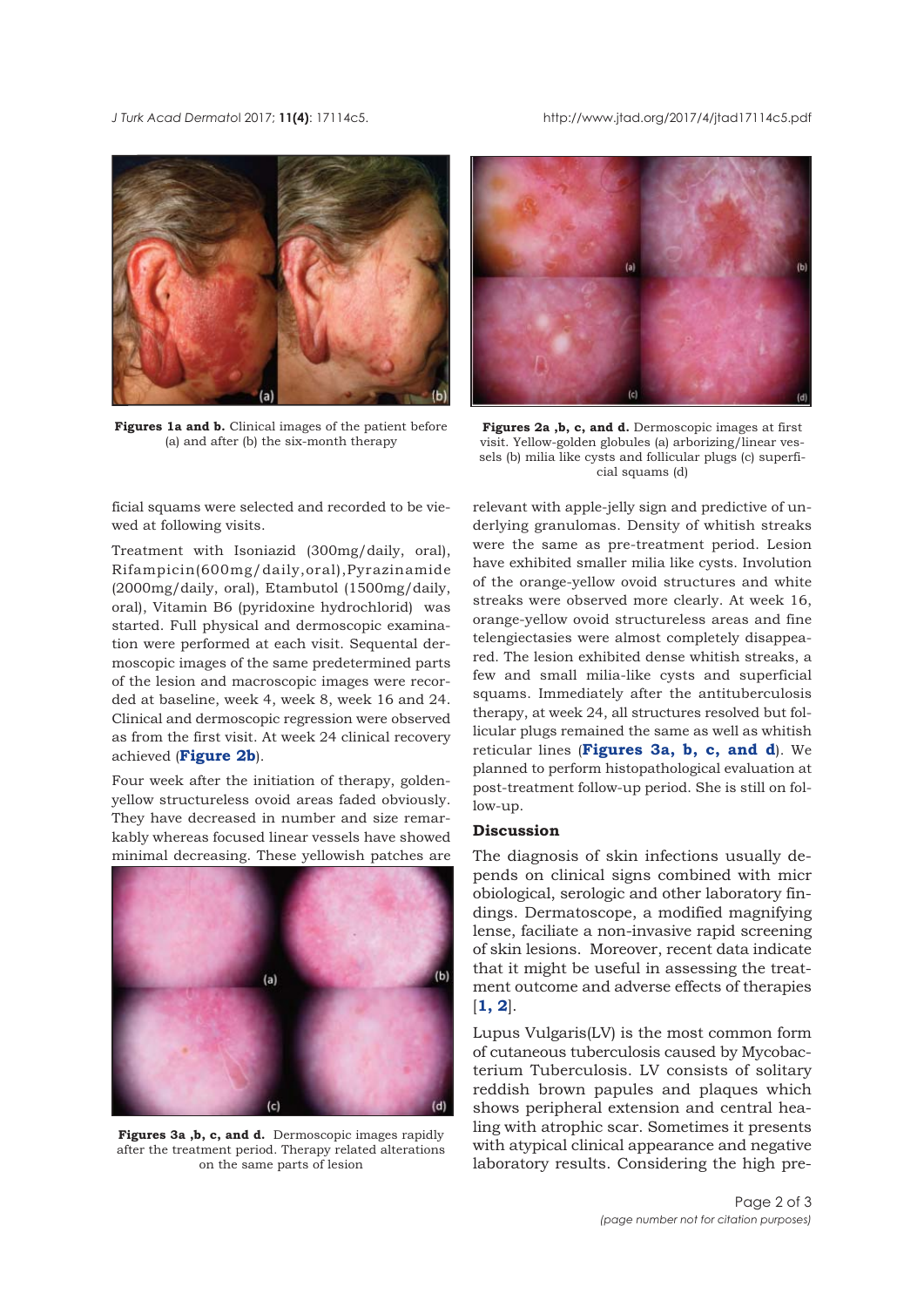Figures 1a and b. Clinical images of the patient before (a) and after (b) the six-month therapy

Figures 2a ,b, c, and d. Dermoscopic images at first visit. Yellow-golden globules (a) arborizing/linear vessels (b) milia like cysts and follicular plugs (c) superficial squams (d)

ficial squams were selected and recorded to be viewed at following visits.

Treatment with Isoniazid (300mg/daily, oral), Rifampicin(600mg/daily,oral),Pyrazinamide (2000mg/daily, oral), Etambutol (1500mg/daily, oral), Vitamin B6 (pyridoxine hydrochlorid) was started. Full physical and dermoscopic examination were performed at each visit. Sequental dermoscopic images of the same predetermined parts of the lesion and macroscopic images were recorded at baseline, week 4, week 8, week 16 and 24. Clinical and dermoscopic regression were observed as from the first visit. At week 24 clinical recovery achieved (**Figure 2b**).

Four week after the initiation of therapy, golden-yellow structureless ovoid areas faded obviously. They have decreased in number and size remarkably whereas focused linear vessels have showed minimal decreasing. These yellowish patches are relevant with apple-jelly sign and predictive of underlying granulomas. Density of whitish streaks were the same as pre-treatment period. Lesion have exhibited smaller milia like cysts. Involution of the orange-yellow ovoid structures and white streaks were observed more clearly. At week 16, orange-yellow ovoid structureless areas and fine telengiectasies were almost completely disappeared. The lesion exhibited dense whitish streaks, a few and small milia-like cysts and superficial squams. Immediately after the antituberculosis therapy, at week 24, all structures resolved but follicular plugs remained the same as well as whitish reticular lines (**Figures 3a, b, c, and d**). We planned to perform histopathological evaluation at post-treatment follow-up period. She is still on follow-up.

Figures 3a ,b, c, and d. Dermoscopic images rapidly after the treatment period. Therapy related alterations on the same parts of lesion

## Discussion

The diagnosis of skin infections usually depends on clinical signs combined with microbiological, serologic and other laboratory findings. Dermatoscope, a modified magnifying lense, faciliate a non-invasive rapid screening of skin lesions. Moreover, recent data indicate that it might be useful in assessing the treatment outcome and adverse effects of therapies [**1, 2**].

Lupus Vulgaris(LV) is the most common form of cutaneous tuberculosis caused by Mycobacterium Tuberculosis. LV consists of solitary reddish brown papules and plaques which shows peripheral extension and central healing with atrophic scar. Sometimes it presents with atypical clinical appearance and negative laboratory results. Considering the high pre-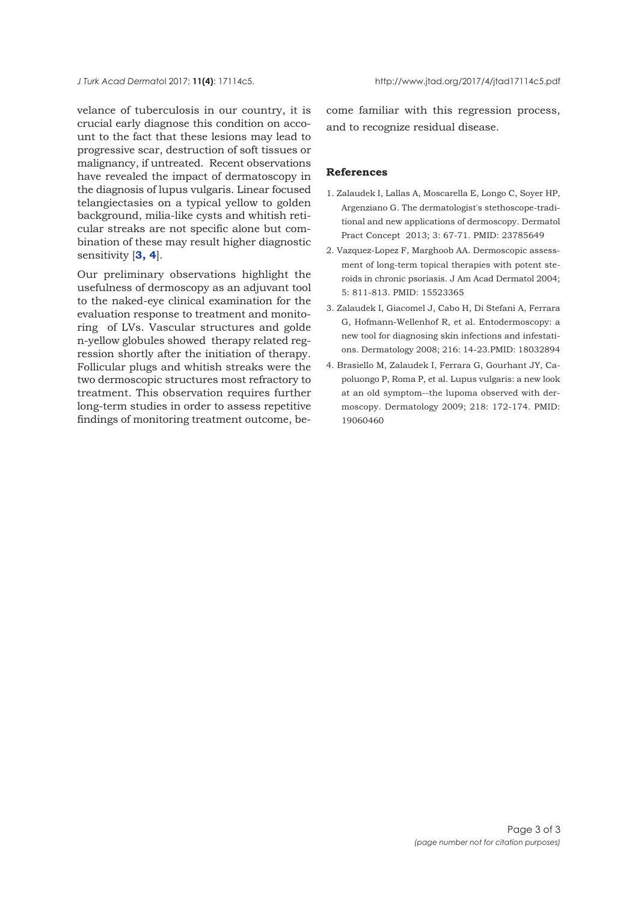velance of tuberculosis in our country, it is crucial early diagnose this condition on account to the fact that these lesions may lead to progressive scar, destruction of soft tissues or malignancy, if untreated. Recent observations have revealed the impact of dermatoscopy in the diagnosis of lupus vulgaris. Linear focused telangiectasies on a typical yellow to golden background, milia-like cysts and whitish reticular streaks are not specific alone but combination of these may result higher diagnostic sensitivity [**3, 4**].

Our preliminary observations highlight the usefulness of dermoscopy as an adjuvant tool to the naked-eye clinical examination for the evaluation response to treatment and monitoring of LVs. Vascular structures and golden-yellow globules showed therapy related regression shortly after the initiation of therapy. Follicular plugs and whitish streaks were the two dermoscopic structures most refractory to treatment. This observation requires further long-term studies in order to assess repetitive findings of monitoring treatment outcome, become familiar with this regression process, and to recognize residual disease.

## References

1. Zalaudek I, Lallas A, Moscarella E, Longo C, Soyer HP, Argenziano G. The dermatologist's stethoscope-traditional and new applications of dermoscopy. Dermatol Pract Concept 2013; 3: 67-71. PMID: 23785649
2. Vazquez-Lopez F, Marghoob AA. Dermoscopic assessment of long-term topical therapies with potent steroids in chronic psoriasis. J Am Acad Dermatol 2004; 5: 811-813. PMID: 15523365
3. Zalaudek I, Giacomel J, Cabo H, Di Stefani A, Ferrara G, Hofmann-Wellenhof R, et al. Entodermoscopy: a new tool for diagnosing skin infections and infestations. Dermatology 2008; 216: 14-23.PMID: 18032894
4. Brasiello M, Zalaudek I, Ferrara G, Gourhant JY, Capoluongo P, Roma P, et al. Lupus vulgaris: a new look at an old symptom--the lupoma observed with dermoscopy. Dermatology 2009; 218: 172-174. PMID: 19060460